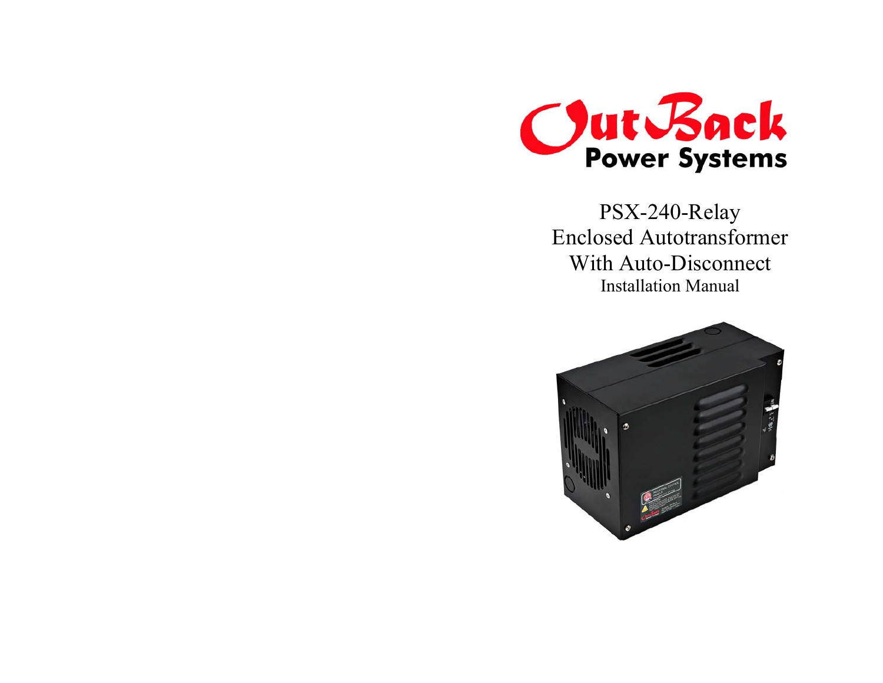OutBack Power Systems

# PSX-240-Relay Enclosed Autotransformer With Auto-Disconnect

Installation Manual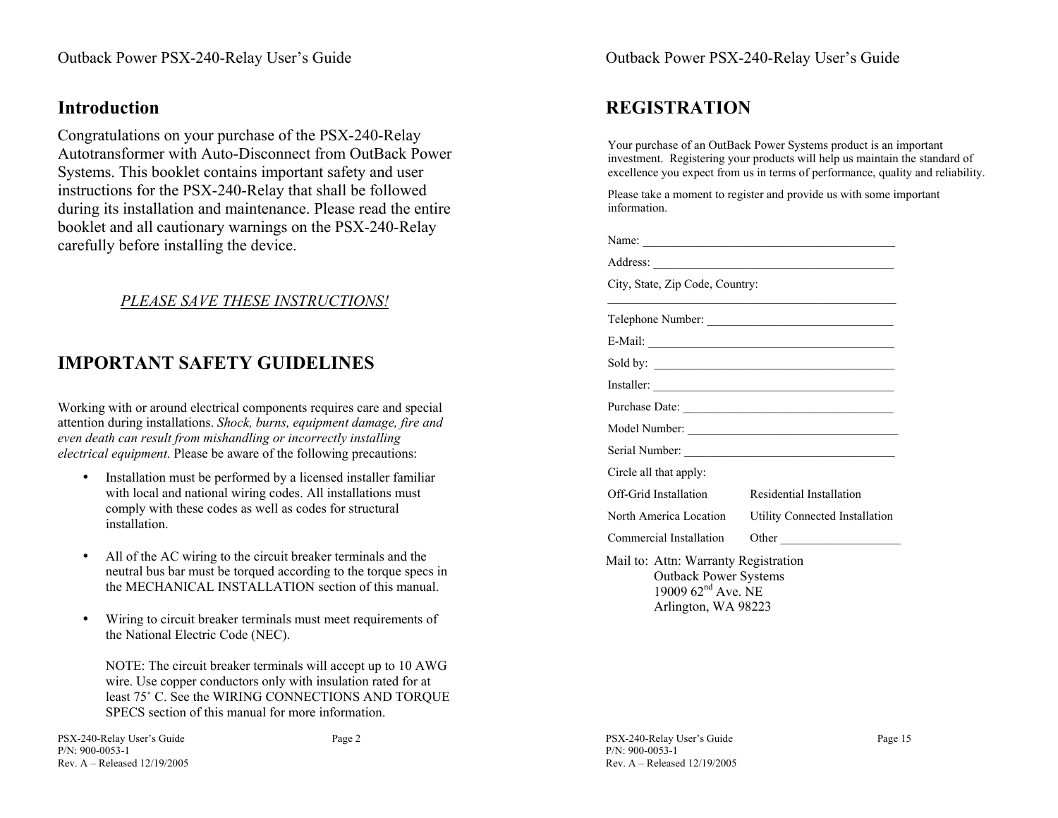## Introduction

Congratulations on your purchase of the PSX-240-Relay Autotransformer with Auto-Disconnect from OutBack Power Systems. This booklet contains important safety and user instructions for the PSX-240-Relay that shall be followed during its installation and maintenance. Please read the entire booklet and all cautionary warnings on the PSX-240-Relay carefully before installing the device.

*PLEASE SAVE THESE INSTRUCTIONS!*

## IMPORTANT SAFETY GUIDELINES

Working with or around electrical components requires care and special attention during installations. *Shock, burns, equipment damage, fire and even death can result from mishandling or incorrectly installing electrical equipment*. Please be aware of the following precautions:

- Installation must be performed by a licensed installer familiar with local and national wiring codes. All installations must comply with these codes as well as codes for structural installation.

- All of the AC wiring to the circuit breaker terminals and the neutral bus bar must be torqued according to the torque specs in the MECHANICAL INSTALLATION section of this manual.

- Wiring to circuit breaker terminals must meet requirements of the National Electric Code (NEC).

  NOTE: The circuit breaker terminals will accept up to 10 AWG wire. Use copper conductors only with insulation rated for at least 75˚ C. See the WIRING CONNECTIONS AND TORQUE SPECS section of this manual for more information.

## REGISTRATION

Your purchase of an OutBack Power Systems product is an important investment. Registering your products will help us maintain the standard of excellence you expect from us in terms of performance, quality and reliability.

Please take a moment to register and provide us with some important information.

Name: ___________________________________________

Address: _________________________________________

City, State, Zip Code, Country:
_________________________________________________

Telephone Number: _______________________________

E-Mail: __________________________________________

Sold by: _________________________________________

Installer: _________________________________________

Purchase Date: ___________________________________

Model Number: ____________________________________

Serial Number: ____________________________________

Circle all that apply:

| | |
|---|---|
| Off-Grid Installation | Residential Installation |
| North America Location | Utility Connected Installation |
| Commercial Installation | Other ___________________ |

Mail to: Attn: Warranty Registration
Outback Power Systems
19009 62nd Ave. NE
Arlington, WA 98223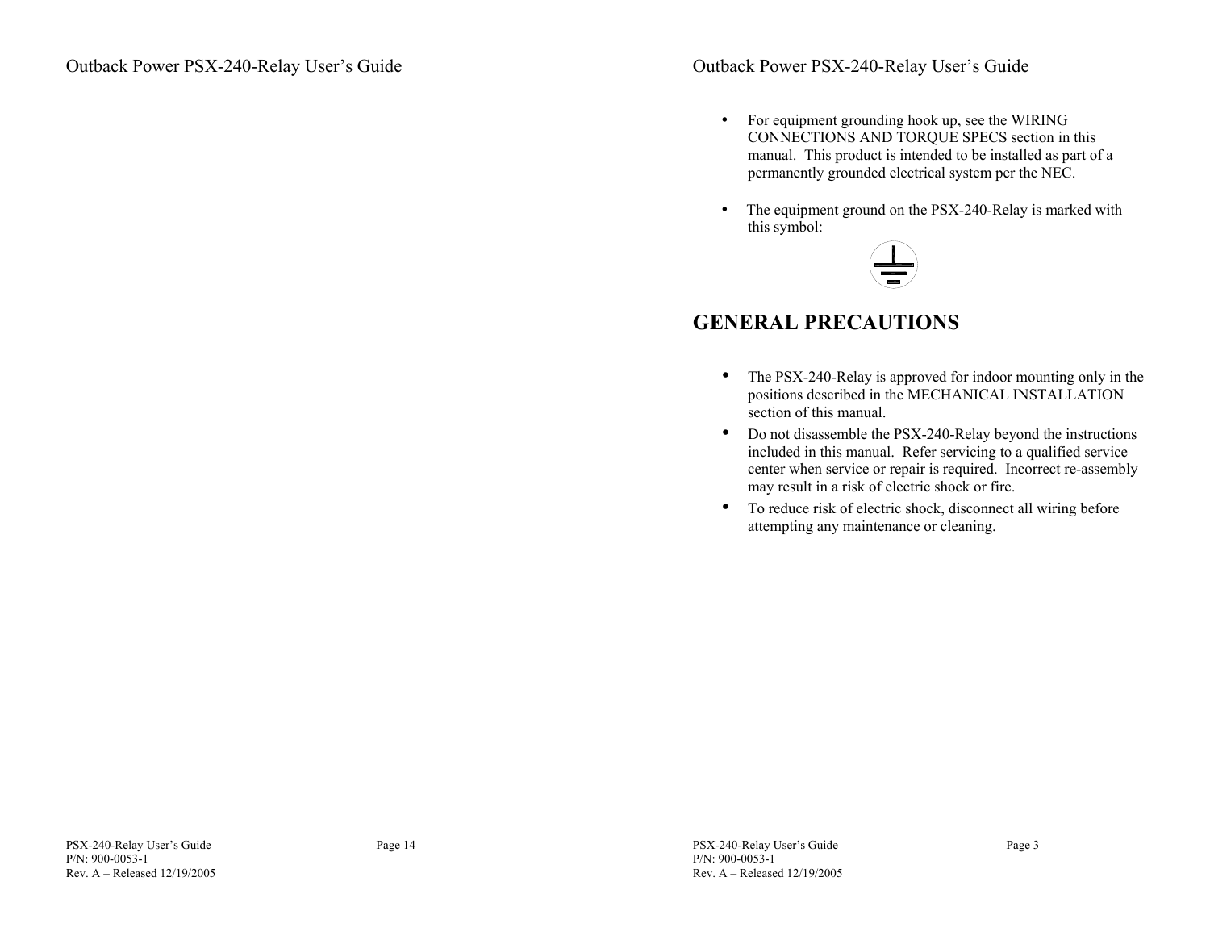- For equipment grounding hook up, see the WIRING CONNECTIONS AND TORQUE SPECS section in this manual. This product is intended to be installed as part of a permanently grounded electrical system per the NEC.

- The equipment ground on the PSX-240-Relay is marked with this symbol:

## GENERAL PRECAUTIONS

- The PSX-240-Relay is approved for indoor mounting only in the positions described in the MECHANICAL INSTALLATION section of this manual.
- Do not disassemble the PSX-240-Relay beyond the instructions included in this manual. Refer servicing to a qualified service center when service or repair is required. Incorrect re-assembly may result in a risk of electric shock or fire.
- To reduce risk of electric shock, disconnect all wiring before attempting any maintenance or cleaning.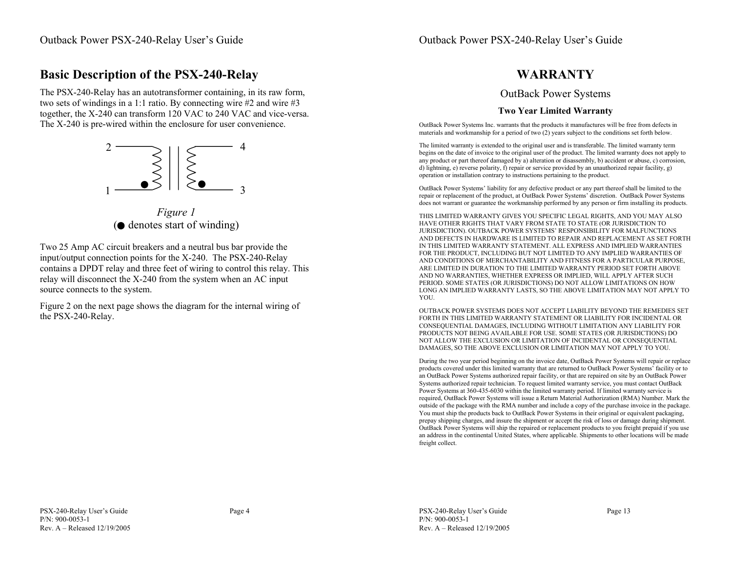# Basic Description of the PSX-240-Relay

The PSX-240-Relay has an autotransformer containing, in its raw form, two sets of windings in a 1:1 ratio. By connecting wire #2 and wire #3 together, the X-240 can transform 120 VAC to 240 VAC and vice-versa. The X-240 is pre-wired within the enclosure for user convenience.

*Figure 1*
(● denotes start of winding)

Two 25 Amp AC circuit breakers and a neutral bus bar provide the input/output connection points for the X-240. The PSX-240-Relay contains a DPDT relay and three feet of wiring to control this relay. This relay will disconnect the X-240 from the system when an AC input source connects to the system.

Figure 2 on the next page shows the diagram for the internal wiring of the PSX-240-Relay.

# WARRANTY

## OutBack Power Systems

### Two Year Limited Warranty

OutBack Power Systems Inc. warrants that the products it manufactures will be free from defects in materials and workmanship for a period of two (2) years subject to the conditions set forth below.

The limited warranty is extended to the original user and is transferable. The limited warranty term begins on the date of invoice to the original user of the product. The limited warranty does not apply to any product or part thereof damaged by a) alteration or disassembly, b) accident or abuse, c) corrosion, d) lightning, e) reverse polarity, f) repair or service provided by an unauthorized repair facility, g) operation or installation contrary to instructions pertaining to the product.

OutBack Power Systems' liability for any defective product or any part thereof shall be limited to the repair or replacement of the product, at OutBack Power Systems' discretion. OutBack Power Systems does not warrant or guarantee the workmanship performed by any person or firm installing its products.

THIS LIMITED WARRANTY GIVES YOU SPECIFIC LEGAL RIGHTS, AND YOU MAY ALSO HAVE OTHER RIGHTS THAT VARY FROM STATE TO STATE (OR JURISDICTION TO JURISDICTION). OUTBACK POWER SYSTEMS' RESPONSIBILITY FOR MALFUNCTIONS AND DEFECTS IN HARDWARE IS LIMITED TO REPAIR AND REPLACEMENT AS SET FORTH IN THIS LIMITED WARRANTY STATEMENT. ALL EXPRESS AND IMPLIED WARRANTIES FOR THE PRODUCT, INCLUDING BUT NOT LIMITED TO ANY IMPLIED WARRANTIES OF AND CONDITIONS OF MERCHANTABILITY AND FITNESS FOR A PARTICULAR PURPOSE, ARE LIMITED IN DURATION TO THE LIMITED WARRANTY PERIOD SET FORTH ABOVE AND NO WARRANTIES, WHETHER EXPRESS OR IMPLIED, WILL APPLY AFTER SUCH PERIOD. SOME STATES (OR JURISDICTIONS) DO NOT ALLOW LIMITATIONS ON HOW LONG AN IMPLIED WARRANTY LASTS, SO THE ABOVE LIMITATION MAY NOT APPLY TO YOU.

OUTBACK POWER SYSTEMS DOES NOT ACCEPT LIABILITY BEYOND THE REMEDIES SET FORTH IN THIS LIMITED WARRANTY STATEMENT OR LIABILITY FOR INCIDENTAL OR CONSEQUENTIAL DAMAGES, INCLUDING WITHOUT LIMITATION ANY LIABILITY FOR PRODUCTS NOT BEING AVAILABLE FOR USE. SOME STATES (OR JURISDICTIONS) DO NOT ALLOW THE EXCLUSION OR LIMITATION OF INCIDENTAL OR CONSEQUENTIAL DAMAGES, SO THE ABOVE EXCLUSION OR LIMITATION MAY NOT APPLY TO YOU.

During the two year period beginning on the invoice date, OutBack Power Systems will repair or replace products covered under this limited warranty that are returned to OutBack Power Systems' facility or to an OutBack Power Systems authorized repair facility, or that are repaired on site by an OutBack Power Systems authorized repair technician. To request limited warranty service, you must contact OutBack Power Systems at 360-435-6030 within the limited warranty period. If limited warranty service is required, OutBack Power Systems will issue a Return Material Authorization (RMA) Number. Mark the outside of the package with the RMA number and include a copy of the purchase invoice in the package. You must ship the products back to OutBack Power Systems in their original or equivalent packaging, prepay shipping charges, and insure the shipment or accept the risk of loss or damage during shipment. OutBack Power Systems will ship the repaired or replacement products to you freight prepaid if you use an address in the continental United States, where applicable. Shipments to other locations will be made freight collect.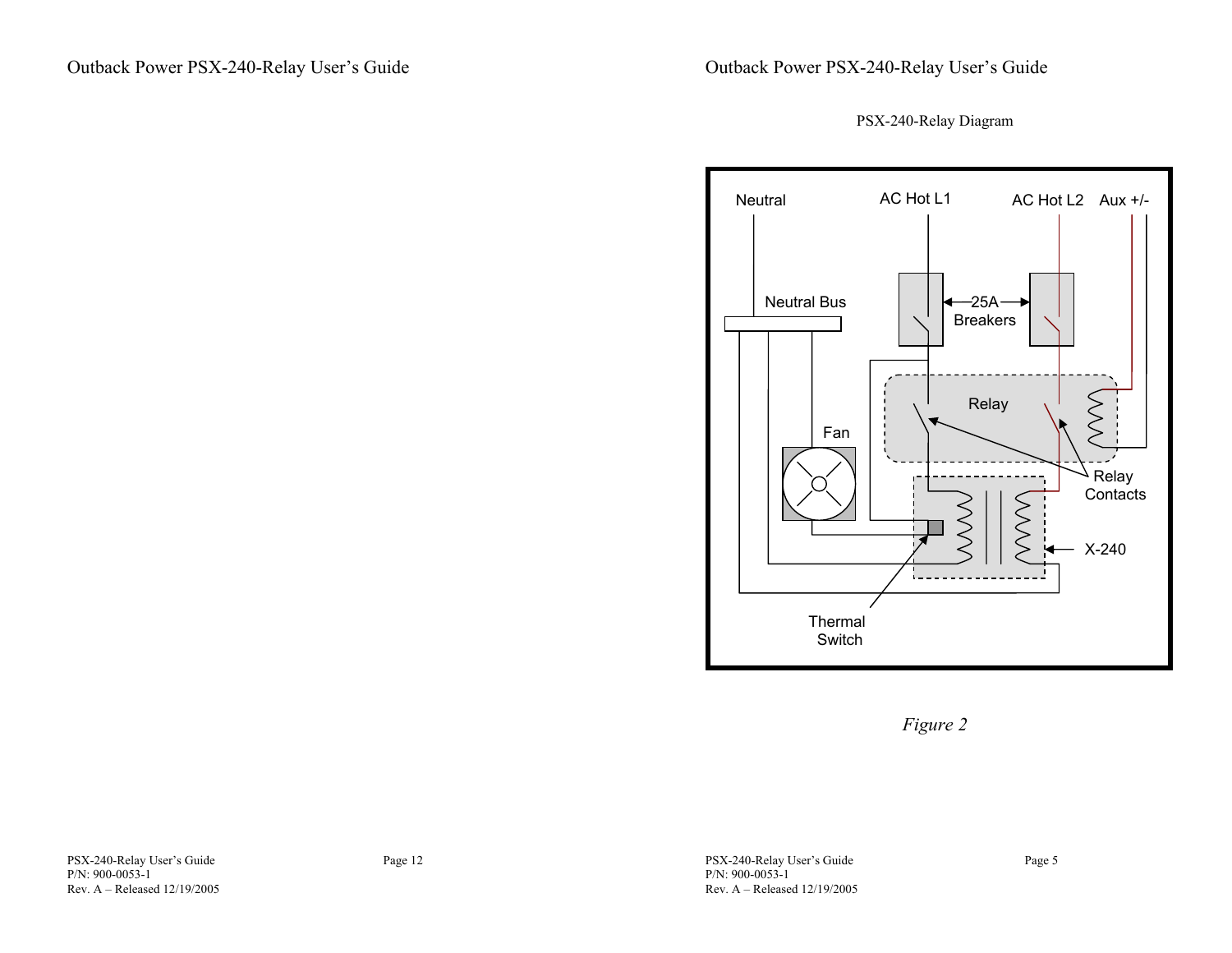PSX-240-Relay Diagram

Figure 2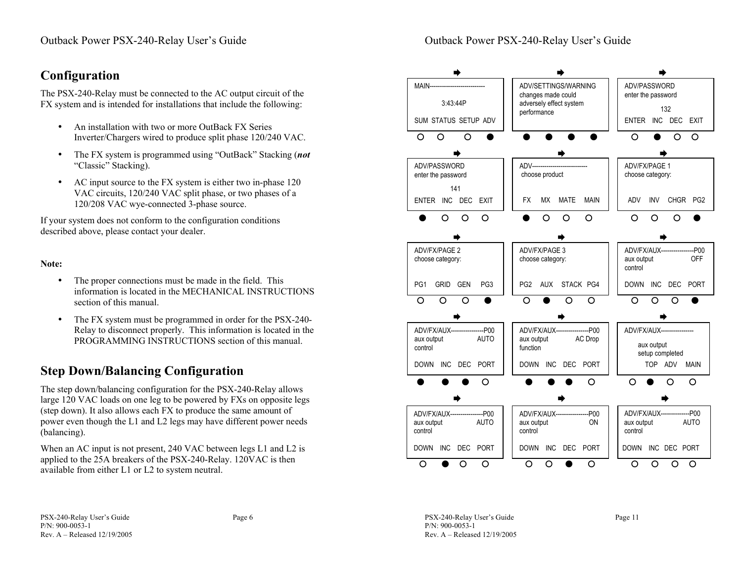# Configuration

The PSX-240-Relay must be connected to the AC output circuit of the FX system and is intended for installations that include the following:

- An installation with two or more OutBack FX Series Inverter/Chargers wired to produce split phase 120/240 VAC.
- The FX system is programmed using "OutBack" Stacking (***not*** "Classic" Stacking).
- AC input source to the FX system is either two in-phase 120 VAC circuits, 120/240 VAC split phase, or two phases of a 120/208 VAC wye-connected 3-phase source.

If your system does not conform to the configuration conditions described above, please contact your dealer.

**Note:**

- The proper connections must be made in the field. This information is located in the MECHANICAL INSTRUCTIONS section of this manual.
- The FX system must be programmed in order for the PSX-240-Relay to disconnect properly. This information is located in the PROGRAMMING INSTRUCTIONS section of this manual.

# Step Down/Balancing Configuration

The step down/balancing configuration for the PSX-240-Relay allows large 120 VAC loads on one leg to be powered by FXs on opposite legs (step down). It also allows each FX to produce the same amount of power even though the L1 and L2 legs may have different power needs (balancing).

When an AC input is not present, 240 VAC between legs L1 and L2 is applied to the 25A breakers of the PSX-240-Relay. 120VAC is then available from either L1 or L2 to system neutral.

```
MAIN---------------------------
        3:43:44P
SUM  STATUS  SETUP  ADV
 ○     ○      ○      ●
```

```
ADV/SETTINGS/WARNING
changes made could
adversely effect system
performance
 ●     ●      ●      ●
```

```
ADV/PASSWORD
enter the password
        132
ENTER  INC  DEC  EXIT
 ○      ●    ○     ○
```

```
ADV/PASSWORD
enter the password
        141
ENTER  INC  DEC  EXIT
 ●      ○    ○     ○
```

```
ADV---------------------------
 choose product
 FX    MX    MATE   MAIN
 ●     ○      ○      ○
```

```
ADV/FX/PAGE 1
choose category:
ADV   INV   CHGR   PG2
 ○     ○     ○      ●
```

```
ADV/FX/PAGE 2
choose category:
PG1   GRID   GEN   PG3
 ○     ○      ○     ●
```

```
ADV/FX/PAGE 3
choose category:
PG2   AUX   STACK  PG4
 ○     ●      ○     ○
```

```
ADV/FX/AUX----------------P00
aux output              OFF
control
DOWN   INC   DEC   PORT
 ○      ○     ○     ●
```

```
ADV/FX/AUX----------------P00
aux output             AUTO
control
DOWN   INC   DEC   PORT
 ●      ●     ●     ○
```

```
ADV/FX/AUX----------------P00
aux output          AC Drop
function
DOWN   INC   DEC   PORT
 ●      ●     ●     ○
```

```
ADV/FX/AUX----------------
    aux output
    setup completed
      TOP   ADV   MAIN
 ○      ●     ○     ○
```

```
ADV/FX/AUX----------------P00
aux output             AUTO
control
DOWN   INC   DEC   PORT
 ○      ●     ○     ○
```

```
ADV/FX/AUX----------------P00
aux output               ON
control
DOWN   INC   DEC   PORT
 ○      ○     ●     ○
```

```
ADV/FX/AUX--------------P00
aux output             AUTO
control
DOWN   INC  DEC   PORT
 ○      ○    ○     ○
```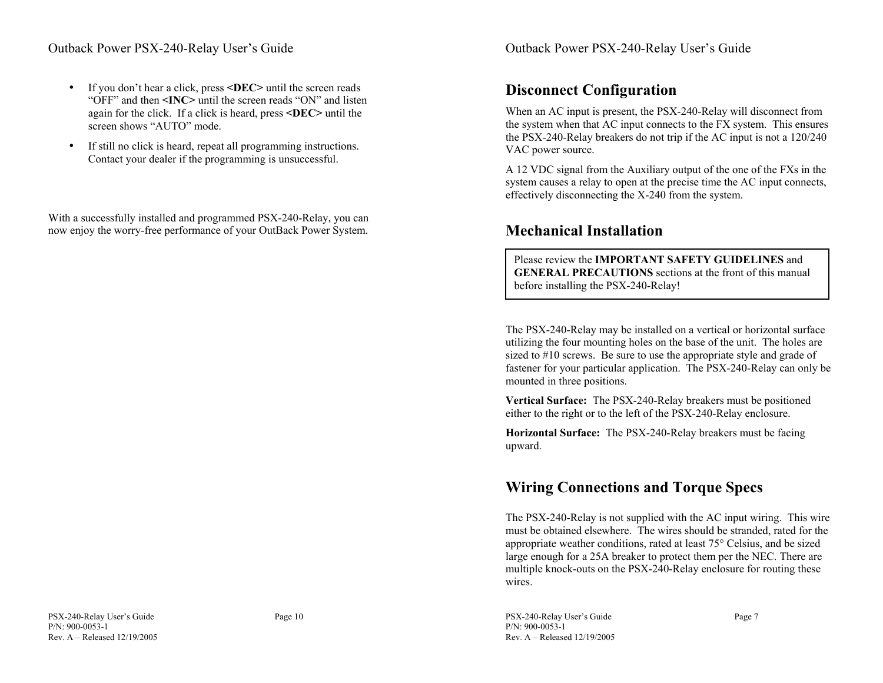- If you don't hear a click, press **<DEC>** until the screen reads "OFF" and then **<INC>** until the screen reads "ON" and listen again for the click. If a click is heard, press **<DEC>** until the screen shows "AUTO" mode.
- If still no click is heard, repeat all programming instructions. Contact your dealer if the programming is unsuccessful.

With a successfully installed and programmed PSX-240-Relay, you can now enjoy the worry-free performance of your OutBack Power System.

## Disconnect Configuration

When an AC input is present, the PSX-240-Relay will disconnect from the system when that AC input connects to the FX system. This ensures the PSX-240-Relay breakers do not trip if the AC input is not a 120/240 VAC power source.

A 12 VDC signal from the Auxiliary output of the one of the FXs in the system causes a relay to open at the precise time the AC input connects, effectively disconnecting the X-240 from the system.

## Mechanical Installation

Please review the **IMPORTANT SAFETY GUIDELINES** and **GENERAL PRECAUTIONS** sections at the front of this manual before installing the PSX-240-Relay!

The PSX-240-Relay may be installed on a vertical or horizontal surface utilizing the four mounting holes on the base of the unit. The holes are sized to #10 screws. Be sure to use the appropriate style and grade of fastener for your particular application. The PSX-240-Relay can only be mounted in three positions.

**Vertical Surface:** The PSX-240-Relay breakers must be positioned either to the right or to the left of the PSX-240-Relay enclosure.

**Horizontal Surface:** The PSX-240-Relay breakers must be facing upward.

## Wiring Connections and Torque Specs

The PSX-240-Relay is not supplied with the AC input wiring. This wire must be obtained elsewhere. The wires should be stranded, rated for the appropriate weather conditions, rated at least 75° Celsius, and be sized large enough for a 25A breaker to protect them per the NEC. There are multiple knock-outs on the PSX-240-Relay enclosure for routing these wires.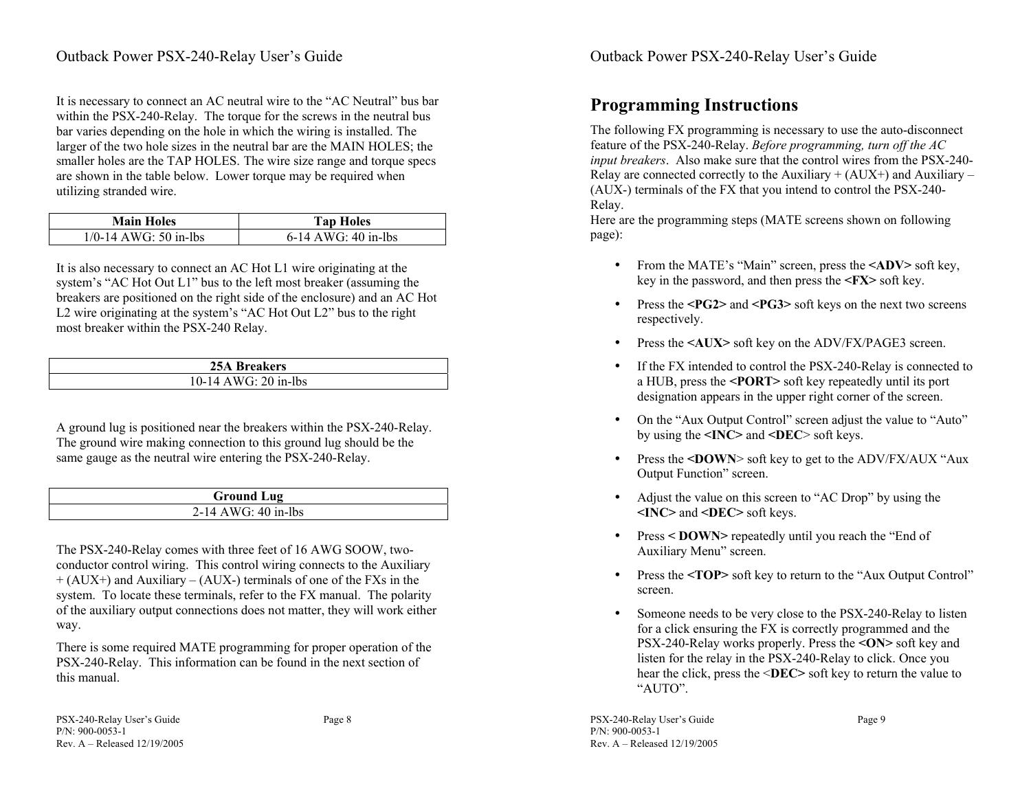It is necessary to connect an AC neutral wire to the "AC Neutral" bus bar within the PSX-240-Relay. The torque for the screws in the neutral bus bar varies depending on the hole in which the wiring is installed. The larger of the two hole sizes in the neutral bar are the MAIN HOLES; the smaller holes are the TAP HOLES. The wire size range and torque specs are shown in the table below. Lower torque may be required when utilizing stranded wire.

| Main Holes | Tap Holes |
|---|---|
| 1/0-14 AWG: 50 in-lbs | 6-14 AWG: 40 in-lbs |

It is also necessary to connect an AC Hot L1 wire originating at the system's "AC Hot Out L1" bus to the left most breaker (assuming the breakers are positioned on the right side of the enclosure) and an AC Hot L2 wire originating at the system's "AC Hot Out L2" bus to the right most breaker within the PSX-240 Relay.

| 25A Breakers |
|---|
| 10-14 AWG: 20 in-lbs |

A ground lug is positioned near the breakers within the PSX-240-Relay. The ground wire making connection to this ground lug should be the same gauge as the neutral wire entering the PSX-240-Relay.

| Ground Lug |
|---|
| 2-14 AWG: 40 in-lbs |

The PSX-240-Relay comes with three feet of 16 AWG SOOW, two-conductor control wiring. This control wiring connects to the Auxiliary + (AUX+) and Auxiliary – (AUX-) terminals of one of the FXs in the system. To locate these terminals, refer to the FX manual. The polarity of the auxiliary output connections does not matter, they will work either way.

There is some required MATE programming for proper operation of the PSX-240-Relay. This information can be found in the next section of this manual.

# Programming Instructions

The following FX programming is necessary to use the auto-disconnect feature of the PSX-240-Relay. *Before programming, turn off the AC input breakers*. Also make sure that the control wires from the PSX-240-Relay are connected correctly to the Auxiliary + (AUX+) and Auxiliary – (AUX-) terminals of the FX that you intend to control the PSX-240-Relay.

Here are the programming steps (MATE screens shown on following page):

- From the MATE's "Main" screen, press the **<ADV>** soft key, key in the password, and then press the **<FX>** soft key.
- Press the **<PG2>** and **<PG3>** soft keys on the next two screens respectively.
- Press the **<AUX>** soft key on the ADV/FX/PAGE3 screen.
- If the FX intended to control the PSX-240-Relay is connected to a HUB, press the **<PORT>** soft key repeatedly until its port designation appears in the upper right corner of the screen.
- On the "Aux Output Control" screen adjust the value to "Auto" by using the **<INC>** and **<DEC>** soft keys.
- Press the **<DOWN>** soft key to get to the ADV/FX/AUX "Aux Output Function" screen.
- Adjust the value on this screen to "AC Drop" by using the **<INC>** and **<DEC>** soft keys.
- Press **< DOWN>** repeatedly until you reach the "End of Auxiliary Menu" screen.
- Press the **<TOP>** soft key to return to the "Aux Output Control" screen.
- Someone needs to be very close to the PSX-240-Relay to listen for a click ensuring the FX is correctly programmed and the PSX-240-Relay works properly. Press the **<ON>** soft key and listen for the relay in the PSX-240-Relay to click. Once you hear the click, press the <**DEC>** soft key to return the value to "AUTO".